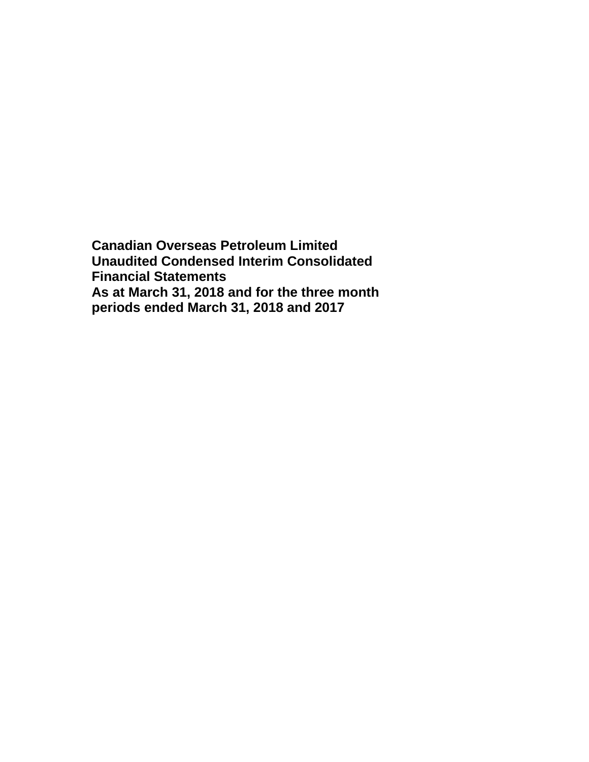**Canadian Overseas Petroleum Limited**
**Unaudited Condensed Interim Consolidated Financial Statements**
**As at March 31, 2018 and for the three month periods ended March 31, 2018 and 2017**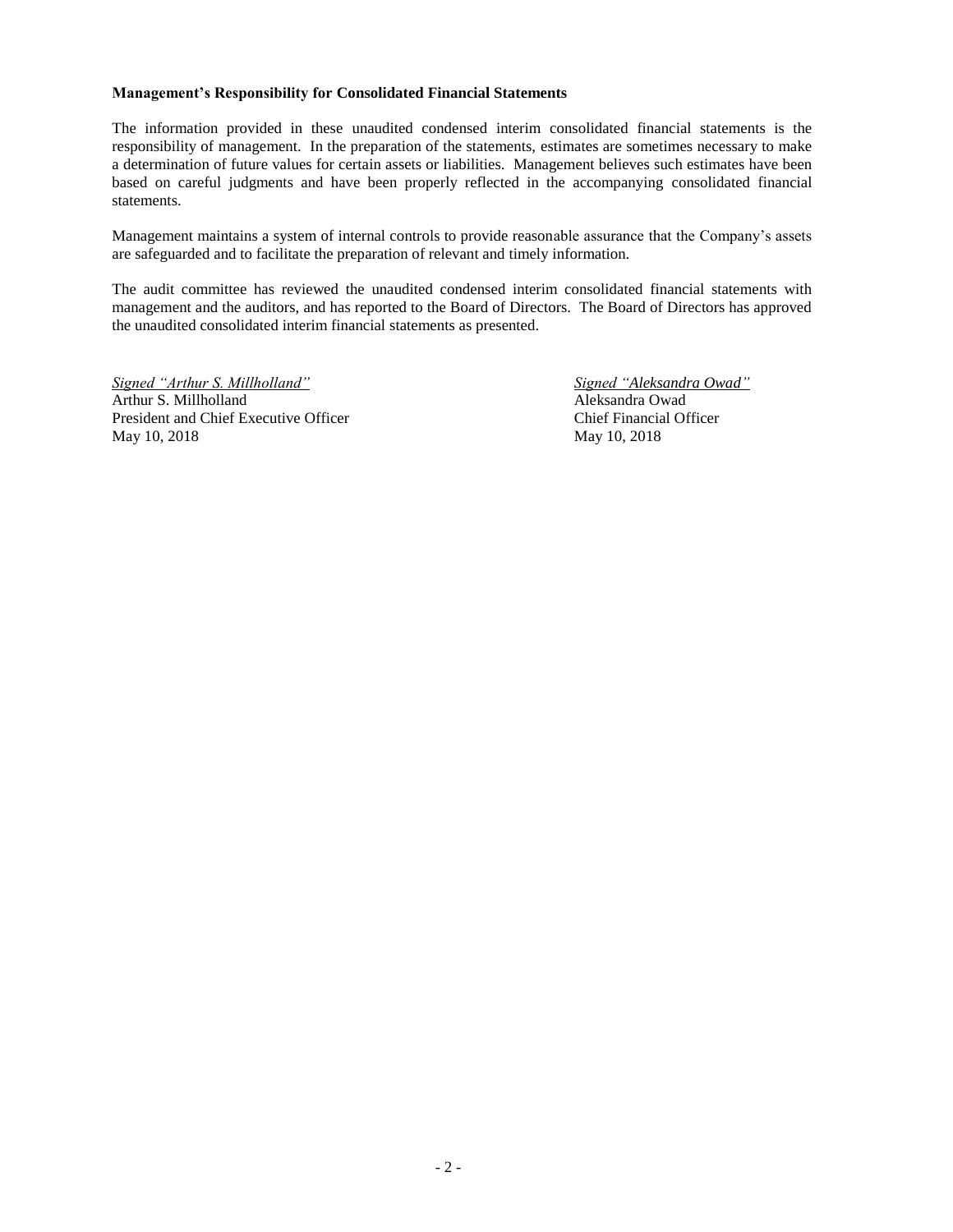**Management's Responsibility for Consolidated Financial Statements**

The information provided in these unaudited condensed interim consolidated financial statements is the responsibility of management. In the preparation of the statements, estimates are sometimes necessary to make a determination of future values for certain assets or liabilities. Management believes such estimates have been based on careful judgments and have been properly reflected in the accompanying consolidated financial statements.

Management maintains a system of internal controls to provide reasonable assurance that the Company's assets are safeguarded and to facilitate the preparation of relevant and timely information.

The audit committee has reviewed the unaudited condensed interim consolidated financial statements with management and the auditors, and has reported to the Board of Directors. The Board of Directors has approved the unaudited consolidated interim financial statements as presented.

*Signed "Arthur S. Millholland"*
Arthur S. Millholland
President and Chief Executive Officer
May 10, 2018

*Signed "Aleksandra Owad"*
Aleksandra Owad
Chief Financial Officer
May 10, 2018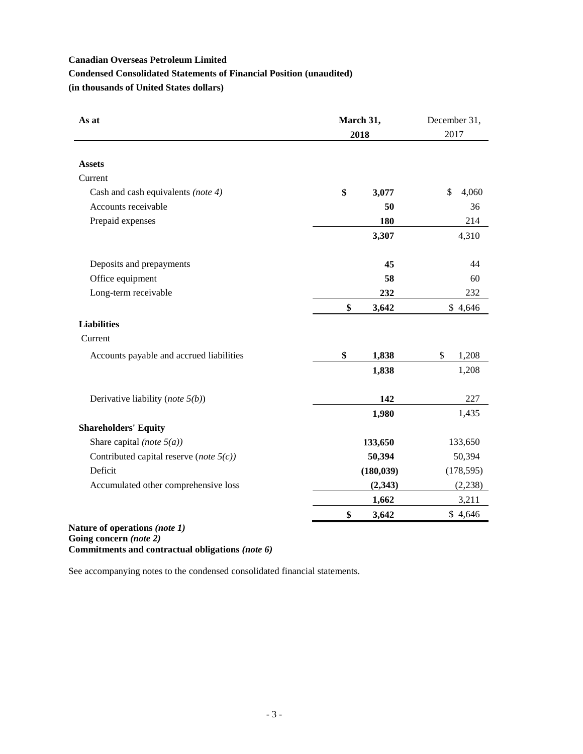**Canadian Overseas Petroleum Limited**

**Condensed Consolidated Statements of Financial Position (unaudited)**

**(in thousands of United States dollars)**

| As at | March 31, 2018 | December 31, 2017 |
|---|---|---|
| **Assets** | | |
| Current | | |
| Cash and cash equivalents *(note 4)* | **$ 3,077** | $ 4,060 |
| Accounts receivable | **50** | 36 |
| Prepaid expenses | **180** | 214 |
| | **3,307** | 4,310 |
| Deposits and prepayments | **45** | 44 |
| Office equipment | **58** | 60 |
| Long-term receivable | **232** | 232 |
| | **$ 3,642** | $ 4,646 |
| **Liabilities** | | |
| Current | | |
| Accounts payable and accrued liabilities | **$ 1,838** | $ 1,208 |
| | **1,838** | 1,208 |
| Derivative liability (*note 5(b)*) | **142** | 227 |
| | **1,980** | 1,435 |
| **Shareholders' Equity** | | |
| Share capital *(note 5(a))* | **133,650** | 133,650 |
| Contributed capital reserve (*note 5(c))* | **50,394** | 50,394 |
| Deficit | **(180,039)** | (178,595) |
| Accumulated other comprehensive loss | **(2,343)** | (2,238) |
| | **1,662** | 3,211 |
| | **$ 3,642** | $ 4,646 |

**Nature of operations *(note 1)***
**Going concern *(note 2)***
**Commitments and contractual obligations *(note 6)***

See accompanying notes to the condensed consolidated financial statements.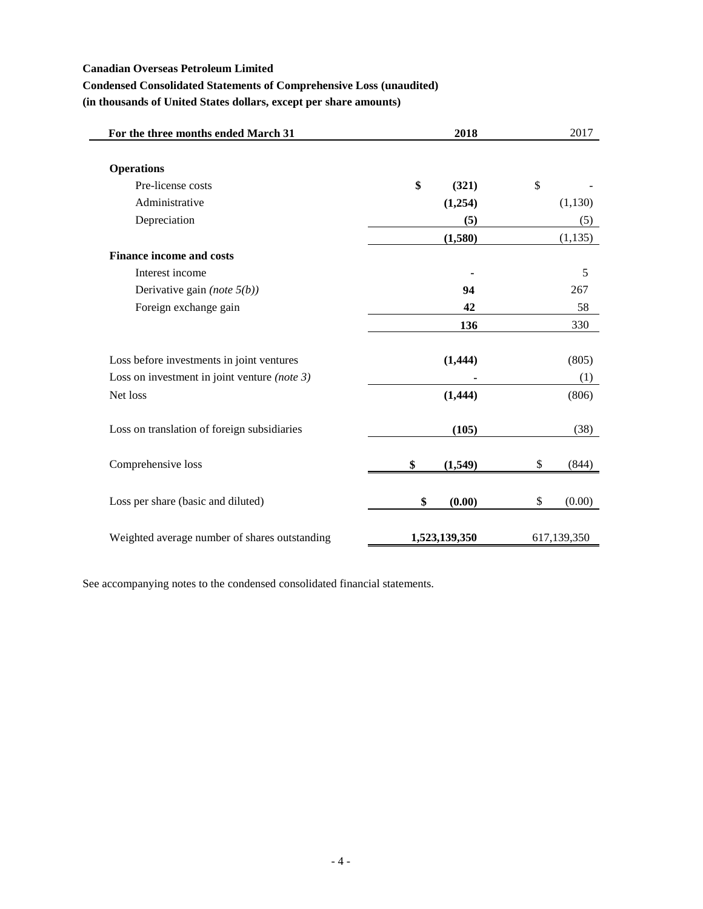**Canadian Overseas Petroleum Limited**

**Condensed Consolidated Statements of Comprehensive Loss (unaudited)**

**(in thousands of United States dollars, except per share amounts)**

| For the three months ended March 31 | 2018 | 2017 |
|---|---|---|
| **Operations** | | |
| Pre-license costs | **$ (321)** | $ - |
| Administrative | **(1,254)** | (1,130) |
| Depreciation | **(5)** | (5) |
| | **(1,580)** | (1,135) |
| **Finance income and costs** | | |
| Interest income | **-** | 5 |
| Derivative gain *(note 5(b))* | **94** | 267 |
| Foreign exchange gain | **42** | 58 |
| | **136** | 330 |
| Loss before investments in joint ventures | **(1,444)** | (805) |
| Loss on investment in joint venture *(note 3)* | **-** | (1) |
| Net loss | **(1,444)** | (806) |
| Loss on translation of foreign subsidiaries | **(105)** | (38) |
| Comprehensive loss | **$ (1,549)** | $ (844) |
| Loss per share (basic and diluted) | **$ (0.00)** | $ (0.00) |
| Weighted average number of shares outstanding | **1,523,139,350** | 617,139,350 |

See accompanying notes to the condensed consolidated financial statements.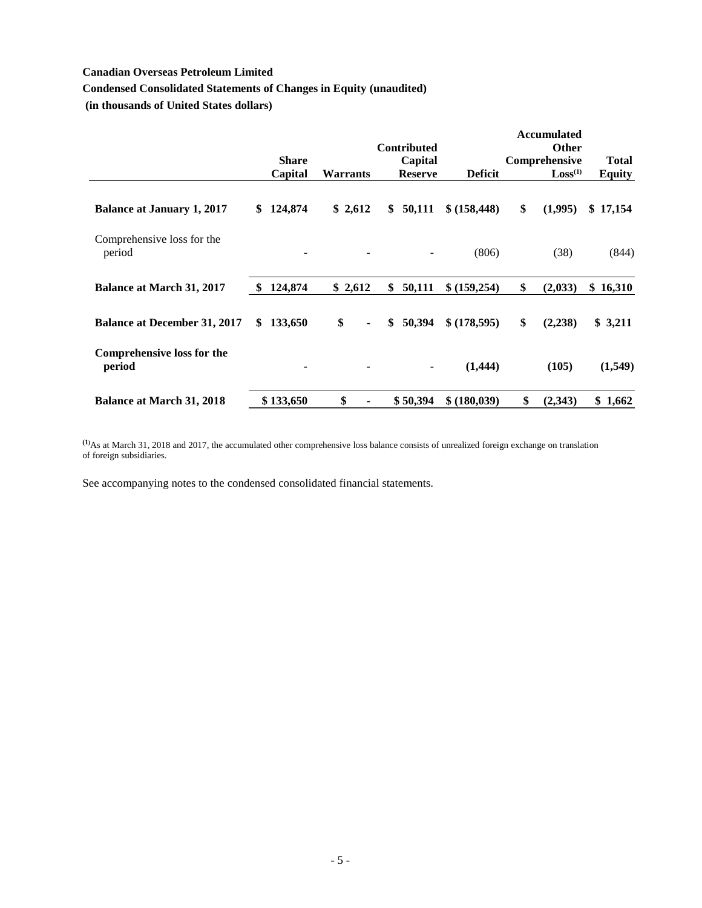**Canadian Overseas Petroleum Limited**

**Condensed Consolidated Statements of Changes in Equity (unaudited)**

**(in thousands of United States dollars)**

| | Share Capital | Warrants | Contributed Capital Reserve | Deficit | Accumulated Other Comprehensive Loss[(1)] | Total Equity |
|---|---|---|---|---|---|---|
| **Balance at January 1, 2017** | **$ 124,874** | **$ 2,612** | **$ 50,111** | **$ (158,448)** | **$ (1,995)** | **$ 17,154** |
| Comprehensive loss for the period | - | - | - | (806) | (38) | (844) |
| **Balance at March 31, 2017** | **$ 124,874** | **$ 2,612** | **$ 50,111** | **$ (159,254)** | **$ (2,033)** | **$ 16,310** |
| **Balance at December 31, 2017** | **$ 133,650** | **$ -** | **$ 50,394** | **$ (178,595)** | **$ (2,238)** | **$ 3,211** |
| **Comprehensive loss for the period** | **-** | **-** | **-** | **(1,444)** | **(105)** | **(1,549)** |
| **Balance at March 31, 2018** | **$ 133,650** | **$ -** | **$ 50,394** | **$ (180,039)** | **$ (2,343)** | **$ 1,662** |

[(1)] As at March 31, 2018 and 2017, the accumulated other comprehensive loss balance consists of unrealized foreign exchange on translation of foreign subsidiaries.

See accompanying notes to the condensed consolidated financial statements.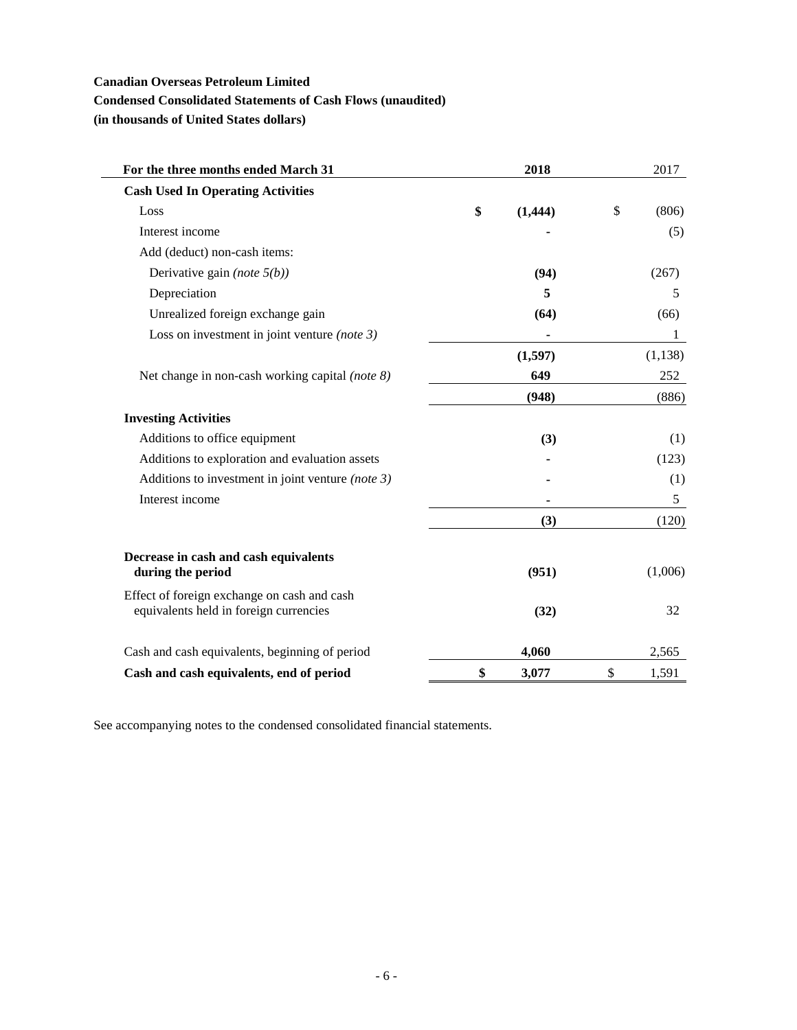**Canadian Overseas Petroleum Limited**

**Condensed Consolidated Statements of Cash Flows (unaudited)**

**(in thousands of United States dollars)**

| For the three months ended March 31 | 2018 | 2017 |
|---|---|---|
| **Cash Used In Operating Activities** | | |
| Loss | **$ (1,444)** | $ (806) |
| Interest income | **-** | (5) |
| Add (deduct) non-cash items: | | |
| Derivative gain *(note 5(b))* | **(94)** | (267) |
| Depreciation | **5** | 5 |
| Unrealized foreign exchange gain | **(64)** | (66) |
| Loss on investment in joint venture *(note 3)* | **-** | 1 |
| | **(1,597)** | (1,138) |
| Net change in non-cash working capital *(note 8)* | **649** | 252 |
| | **(948)** | (886) |
| **Investing Activities** | | |
| Additions to office equipment | **(3)** | (1) |
| Additions to exploration and evaluation assets | **-** | (123) |
| Additions to investment in joint venture *(note 3)* | **-** | (1) |
| Interest income | **-** | 5 |
| | **(3)** | (120) |
| **Decrease in cash and cash equivalents during the period** | **(951)** | (1,006) |
| Effect of foreign exchange on cash and cash equivalents held in foreign currencies | **(32)** | 32 |
| Cash and cash equivalents, beginning of period | **4,060** | 2,565 |
| **Cash and cash equivalents, end of period** | **$ 3,077** | $ 1,591 |

See accompanying notes to the condensed consolidated financial statements.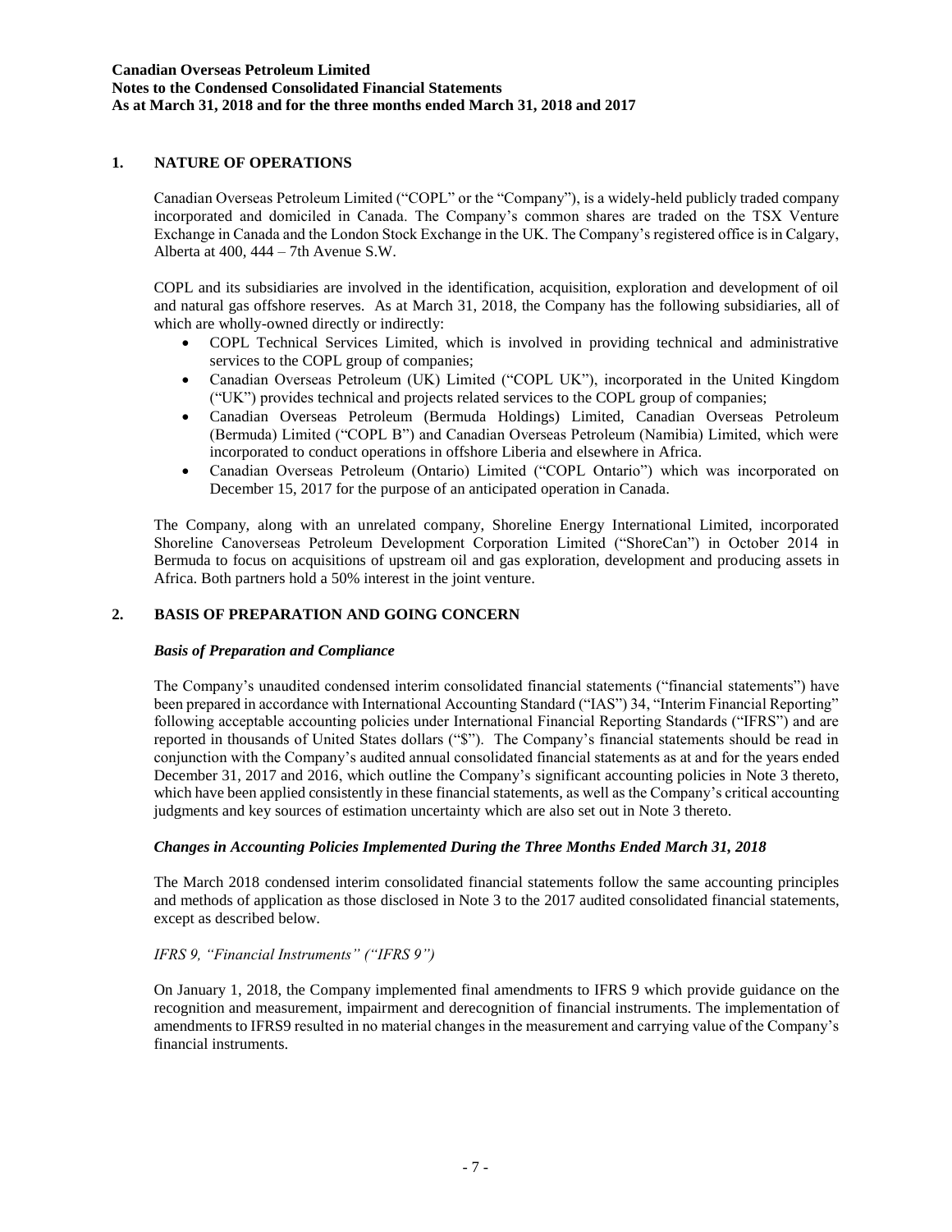## 1. NATURE OF OPERATIONS

Canadian Overseas Petroleum Limited ("COPL" or the "Company"), is a widely-held publicly traded company incorporated and domiciled in Canada. The Company's common shares are traded on the TSX Venture Exchange in Canada and the London Stock Exchange in the UK. The Company's registered office is in Calgary, Alberta at 400, 444 – 7th Avenue S.W.

COPL and its subsidiaries are involved in the identification, acquisition, exploration and development of oil and natural gas offshore reserves. As at March 31, 2018, the Company has the following subsidiaries, all of which are wholly-owned directly or indirectly:

- COPL Technical Services Limited, which is involved in providing technical and administrative services to the COPL group of companies;
- Canadian Overseas Petroleum (UK) Limited ("COPL UK"), incorporated in the United Kingdom ("UK") provides technical and projects related services to the COPL group of companies;
- Canadian Overseas Petroleum (Bermuda Holdings) Limited, Canadian Overseas Petroleum (Bermuda) Limited ("COPL B") and Canadian Overseas Petroleum (Namibia) Limited, which were incorporated to conduct operations in offshore Liberia and elsewhere in Africa.
- Canadian Overseas Petroleum (Ontario) Limited ("COPL Ontario") which was incorporated on December 15, 2017 for the purpose of an anticipated operation in Canada.

The Company, along with an unrelated company, Shoreline Energy International Limited, incorporated Shoreline Canoverseas Petroleum Development Corporation Limited ("ShoreCan") in October 2014 in Bermuda to focus on acquisitions of upstream oil and gas exploration, development and producing assets in Africa. Both partners hold a 50% interest in the joint venture.

## 2. BASIS OF PREPARATION AND GOING CONCERN

### *Basis of Preparation and Compliance*

The Company's unaudited condensed interim consolidated financial statements ("financial statements") have been prepared in accordance with International Accounting Standard ("IAS") 34, "Interim Financial Reporting" following acceptable accounting policies under International Financial Reporting Standards ("IFRS") and are reported in thousands of United States dollars ("$"). The Company's financial statements should be read in conjunction with the Company's audited annual consolidated financial statements as at and for the years ended December 31, 2017 and 2016, which outline the Company's significant accounting policies in Note 3 thereto, which have been applied consistently in these financial statements, as well as the Company's critical accounting judgments and key sources of estimation uncertainty which are also set out in Note 3 thereto.

### *Changes in Accounting Policies Implemented During the Three Months Ended March 31, 2018*

The March 2018 condensed interim consolidated financial statements follow the same accounting principles and methods of application as those disclosed in Note 3 to the 2017 audited consolidated financial statements, except as described below.

*IFRS 9, "Financial Instruments" ("IFRS 9")*

On January 1, 2018, the Company implemented final amendments to IFRS 9 which provide guidance on the recognition and measurement, impairment and derecognition of financial instruments. The implementation of amendments to IFRS9 resulted in no material changes in the measurement and carrying value of the Company's financial instruments.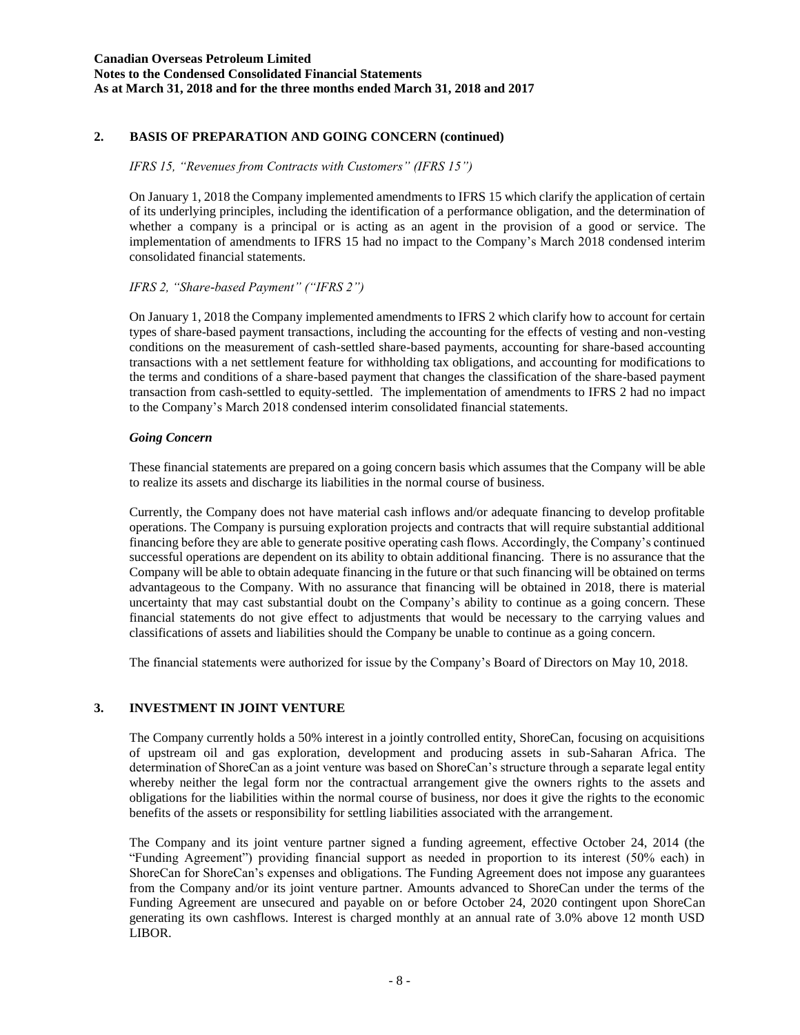## 2. BASIS OF PREPARATION AND GOING CONCERN (continued)

*IFRS 15, "Revenues from Contracts with Customers" (IFRS 15")*

On January 1, 2018 the Company implemented amendments to IFRS 15 which clarify the application of certain of its underlying principles, including the identification of a performance obligation, and the determination of whether a company is a principal or is acting as an agent in the provision of a good or service. The implementation of amendments to IFRS 15 had no impact to the Company's March 2018 condensed interim consolidated financial statements.

*IFRS 2, "Share-based Payment" ("IFRS 2")*

On January 1, 2018 the Company implemented amendments to IFRS 2 which clarify how to account for certain types of share-based payment transactions, including the accounting for the effects of vesting and non-vesting conditions on the measurement of cash-settled share-based payments, accounting for share-based accounting transactions with a net settlement feature for withholding tax obligations, and accounting for modifications to the terms and conditions of a share-based payment that changes the classification of the share-based payment transaction from cash-settled to equity-settled. The implementation of amendments to IFRS 2 had no impact to the Company's March 2018 condensed interim consolidated financial statements.

***Going Concern***

These financial statements are prepared on a going concern basis which assumes that the Company will be able to realize its assets and discharge its liabilities in the normal course of business.

Currently, the Company does not have material cash inflows and/or adequate financing to develop profitable operations. The Company is pursuing exploration projects and contracts that will require substantial additional financing before they are able to generate positive operating cash flows. Accordingly, the Company's continued successful operations are dependent on its ability to obtain additional financing. There is no assurance that the Company will be able to obtain adequate financing in the future or that such financing will be obtained on terms advantageous to the Company. With no assurance that financing will be obtained in 2018, there is material uncertainty that may cast substantial doubt on the Company's ability to continue as a going concern. These financial statements do not give effect to adjustments that would be necessary to the carrying values and classifications of assets and liabilities should the Company be unable to continue as a going concern.

The financial statements were authorized for issue by the Company's Board of Directors on May 10, 2018.

## 3. INVESTMENT IN JOINT VENTURE

The Company currently holds a 50% interest in a jointly controlled entity, ShoreCan, focusing on acquisitions of upstream oil and gas exploration, development and producing assets in sub-Saharan Africa. The determination of ShoreCan as a joint venture was based on ShoreCan's structure through a separate legal entity whereby neither the legal form nor the contractual arrangement give the owners rights to the assets and obligations for the liabilities within the normal course of business, nor does it give the rights to the economic benefits of the assets or responsibility for settling liabilities associated with the arrangement.

The Company and its joint venture partner signed a funding agreement, effective October 24, 2014 (the "Funding Agreement") providing financial support as needed in proportion to its interest (50% each) in ShoreCan for ShoreCan's expenses and obligations. The Funding Agreement does not impose any guarantees from the Company and/or its joint venture partner. Amounts advanced to ShoreCan under the terms of the Funding Agreement are unsecured and payable on or before October 24, 2020 contingent upon ShoreCan generating its own cashflows. Interest is charged monthly at an annual rate of 3.0% above 12 month USD LIBOR.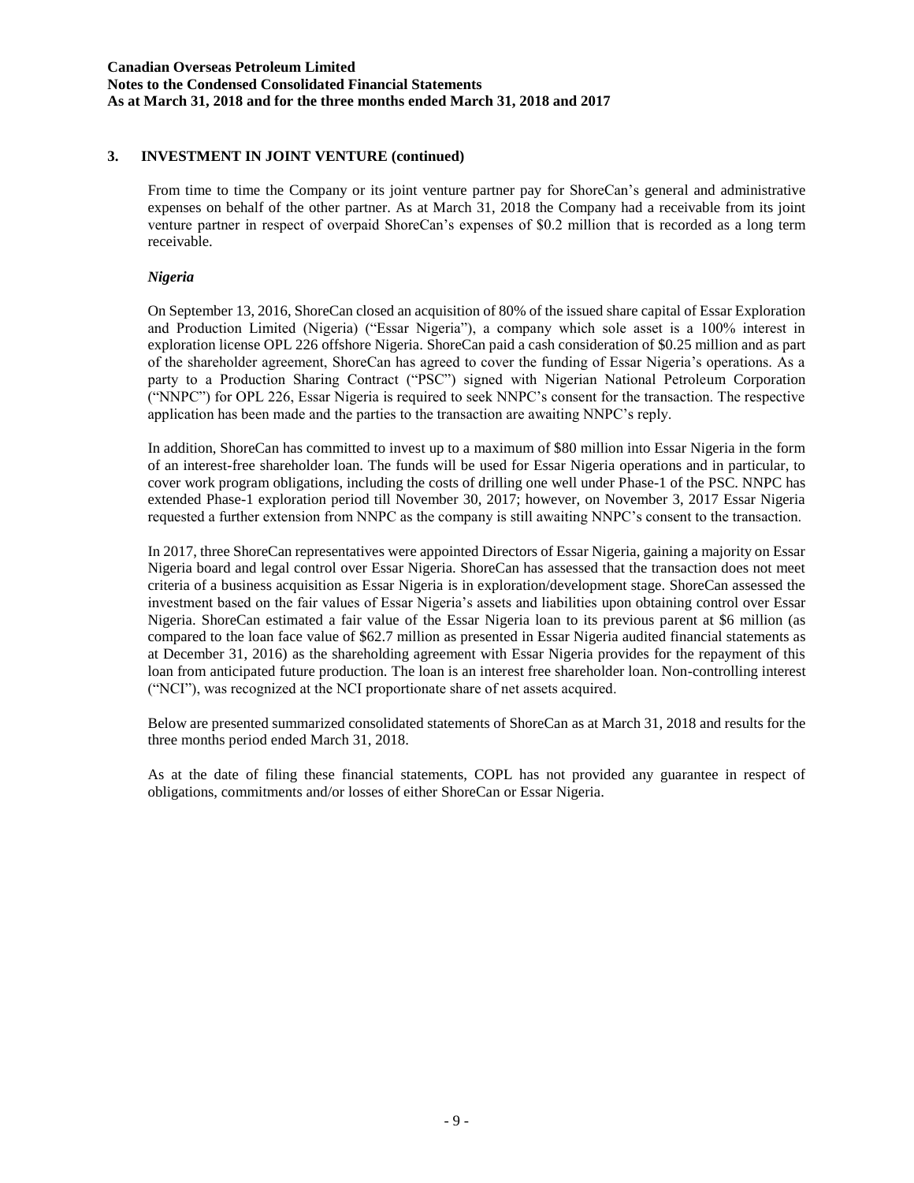## 3. INVESTMENT IN JOINT VENTURE (continued)

From time to time the Company or its joint venture partner pay for ShoreCan's general and administrative expenses on behalf of the other partner. As at March 31, 2018 the Company had a receivable from its joint venture partner in respect of overpaid ShoreCan's expenses of \$0.2 million that is recorded as a long term receivable.

### *Nigeria*

On September 13, 2016, ShoreCan closed an acquisition of 80% of the issued share capital of Essar Exploration and Production Limited (Nigeria) ("Essar Nigeria"), a company which sole asset is a 100% interest in exploration license OPL 226 offshore Nigeria. ShoreCan paid a cash consideration of \$0.25 million and as part of the shareholder agreement, ShoreCan has agreed to cover the funding of Essar Nigeria's operations. As a party to a Production Sharing Contract ("PSC") signed with Nigerian National Petroleum Corporation ("NNPC") for OPL 226, Essar Nigeria is required to seek NNPC's consent for the transaction. The respective application has been made and the parties to the transaction are awaiting NNPC's reply.

In addition, ShoreCan has committed to invest up to a maximum of \$80 million into Essar Nigeria in the form of an interest-free shareholder loan. The funds will be used for Essar Nigeria operations and in particular, to cover work program obligations, including the costs of drilling one well under Phase-1 of the PSC. NNPC has extended Phase-1 exploration period till November 30, 2017; however, on November 3, 2017 Essar Nigeria requested a further extension from NNPC as the company is still awaiting NNPC's consent to the transaction.

In 2017, three ShoreCan representatives were appointed Directors of Essar Nigeria, gaining a majority on Essar Nigeria board and legal control over Essar Nigeria. ShoreCan has assessed that the transaction does not meet criteria of a business acquisition as Essar Nigeria is in exploration/development stage. ShoreCan assessed the investment based on the fair values of Essar Nigeria's assets and liabilities upon obtaining control over Essar Nigeria. ShoreCan estimated a fair value of the Essar Nigeria loan to its previous parent at \$6 million (as compared to the loan face value of \$62.7 million as presented in Essar Nigeria audited financial statements as at December 31, 2016) as the shareholding agreement with Essar Nigeria provides for the repayment of this loan from anticipated future production. The loan is an interest free shareholder loan. Non-controlling interest ("NCI"), was recognized at the NCI proportionate share of net assets acquired.

Below are presented summarized consolidated statements of ShoreCan as at March 31, 2018 and results for the three months period ended March 31, 2018.

As at the date of filing these financial statements, COPL has not provided any guarantee in respect of obligations, commitments and/or losses of either ShoreCan or Essar Nigeria.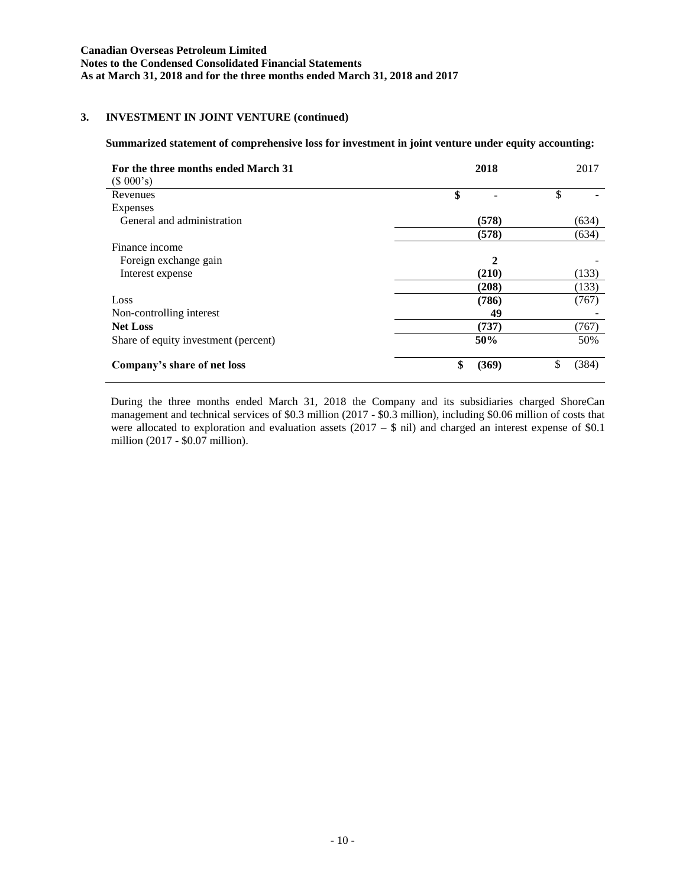Canadian Overseas Petroleum Limited
Notes to the Condensed Consolidated Financial Statements
As at March 31, 2018 and for the three months ended March 31, 2018 and 2017

## 3. INVESTMENT IN JOINT VENTURE (continued)

**Summarized statement of comprehensive loss for investment in joint venture under equity accounting:**

| For the three months ended March 31 ($ 000's) | 2018 | 2017 |
|---|---|---|
| Revenues | $ - | $ - |
| Expenses | | |
| General and administration | (578) | (634) |
| | (578) | (634) |
| Finance income | | |
| Foreign exchange gain | 2 | - |
| Interest expense | (210) | (133) |
| | (208) | (133) |
| Loss | (786) | (767) |
| Non-controlling interest | 49 | - |
| **Net Loss** | (737) | (767) |
| Share of equity investment (percent) | 50% | 50% |
| **Company's share of net loss** | $ (369) | $ (384) |

During the three months ended March 31, 2018 the Company and its subsidiaries charged ShoreCan management and technical services of $0.3 million (2017 - $0.3 million), including $0.06 million of costs that were allocated to exploration and evaluation assets (2017 – $ nil) and charged an interest expense of $0.1 million (2017 - $0.07 million).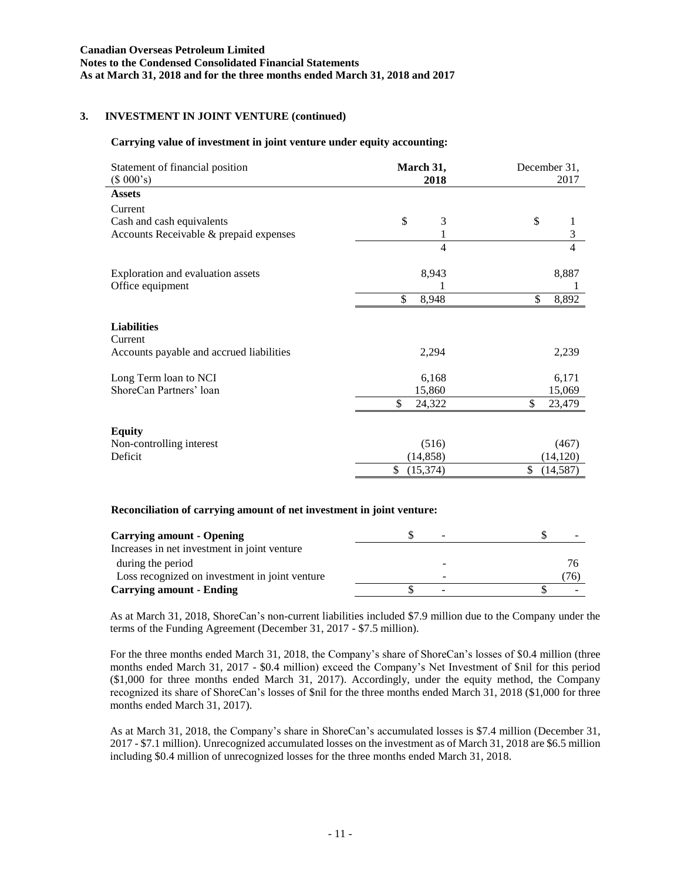## 3. INVESTMENT IN JOINT VENTURE (continued)

**Carrying value of investment in joint venture under equity accounting:**

| Statement of financial position ($ 000's) | **March 31, 2018** | December 31, 2017 |
|---|---|---|
| **Assets** | | |
| Current | | |
| Cash and cash equivalents | $ 3 | $ 1 |
| Accounts Receivable & prepaid expenses | 1 | 3 |
| | 4 | 4 |
| Exploration and evaluation assets | 8,943 | 8,887 |
| Office equipment | 1 | 1 |
| | $ 8,948 | $ 8,892 |
| **Liabilities** | | |
| Current | | |
| Accounts payable and accrued liabilities | 2,294 | 2,239 |
| Long Term loan to NCI | 6,168 | 6,171 |
| ShoreCan Partners' loan | 15,860 | 15,069 |
| | $ 24,322 | $ 23,479 |
| **Equity** | | |
| Non-controlling interest | (516) | (467) |
| Deficit | (14,858) | (14,120) |
| | $ (15,374) | $ (14,587) |

**Reconciliation of carrying amount of net investment in joint venture:**

| | | |
|---|---|---|
| **Carrying amount - Opening** | $ - | $ - |
| Increases in net investment in joint venture during the period | - | 76 |
| Loss recognized on investment in joint venture | - | (76) |
| **Carrying amount - Ending** | $ - | $ - |

As at March 31, 2018, ShoreCan's non-current liabilities included $7.9 million due to the Company under the terms of the Funding Agreement (December 31, 2017 - $7.5 million).

For the three months ended March 31, 2018, the Company's share of ShoreCan's losses of $0.4 million (three months ended March 31, 2017 - $0.4 million) exceed the Company's Net Investment of $nil for this period ($1,000 for three months ended March 31, 2017). Accordingly, under the equity method, the Company recognized its share of ShoreCan's losses of $nil for the three months ended March 31, 2018 ($1,000 for three months ended March 31, 2017).

As at March 31, 2018, the Company's share in ShoreCan's accumulated losses is $7.4 million (December 31, 2017 - $7.1 million). Unrecognized accumulated losses on the investment as of March 31, 2018 are $6.5 million including $0.4 million of unrecognized losses for the three months ended March 31, 2018.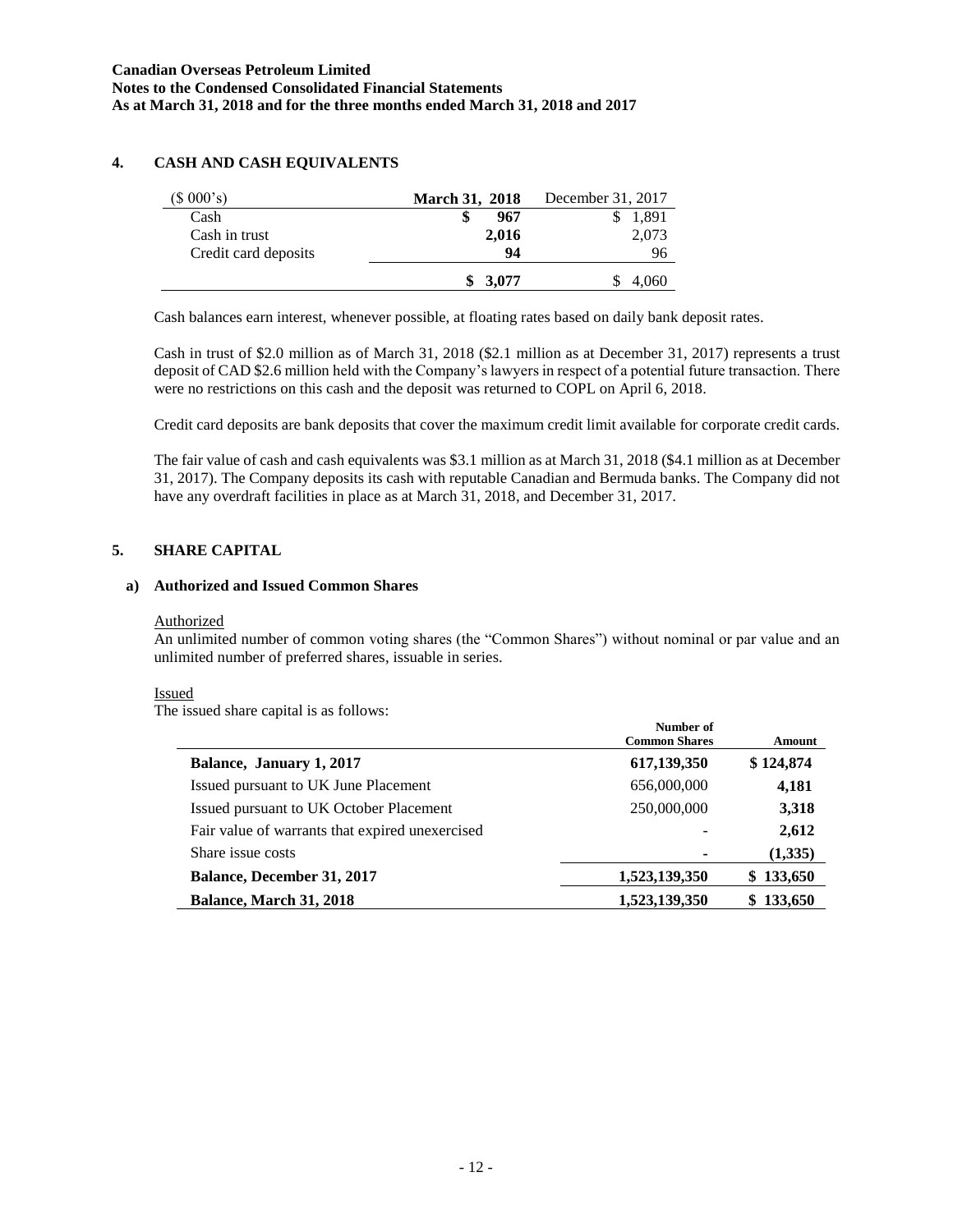**Canadian Overseas Petroleum Limited**
**Notes to the Condensed Consolidated Financial Statements**
**As at March 31, 2018 and for the three months ended March 31, 2018 and 2017**

## 4. CASH AND CASH EQUIVALENTS

| ($ 000's) | March 31, 2018 | December 31, 2017 |
|---|---|---|
| Cash | $ 967 | $ 1,891 |
| Cash in trust | 2,016 | 2,073 |
| Credit card deposits | 94 | 96 |
| | $ 3,077 | $ 4,060 |

Cash balances earn interest, whenever possible, at floating rates based on daily bank deposit rates.

Cash in trust of $2.0 million as of March 31, 2018 ($2.1 million as at December 31, 2017) represents a trust deposit of CAD $2.6 million held with the Company's lawyers in respect of a potential future transaction. There were no restrictions on this cash and the deposit was returned to COPL on April 6, 2018.

Credit card deposits are bank deposits that cover the maximum credit limit available for corporate credit cards.

The fair value of cash and cash equivalents was $3.1 million as at March 31, 2018 ($4.1 million as at December 31, 2017). The Company deposits its cash with reputable Canadian and Bermuda banks. The Company did not have any overdraft facilities in place as at March 31, 2018, and December 31, 2017.

## 5. SHARE CAPITAL

### a) Authorized and Issued Common Shares

Authorized

An unlimited number of common voting shares (the "Common Shares") without nominal or par value and an unlimited number of preferred shares, issuable in series.

Issued

The issued share capital is as follows:

| | Number of Common Shares | Amount |
|---|---|---|
| **Balance, January 1, 2017** | **617,139,350** | **$ 124,874** |
| Issued pursuant to UK June Placement | 656,000,000 | **4,181** |
| Issued pursuant to UK October Placement | 250,000,000 | **3,318** |
| Fair value of warrants that expired unexercised | - | **2,612** |
| Share issue costs | - | **(1,335)** |
| **Balance, December 31, 2017** | **1,523,139,350** | **$ 133,650** |
| **Balance, March 31, 2018** | **1,523,139,350** | **$ 133,650** |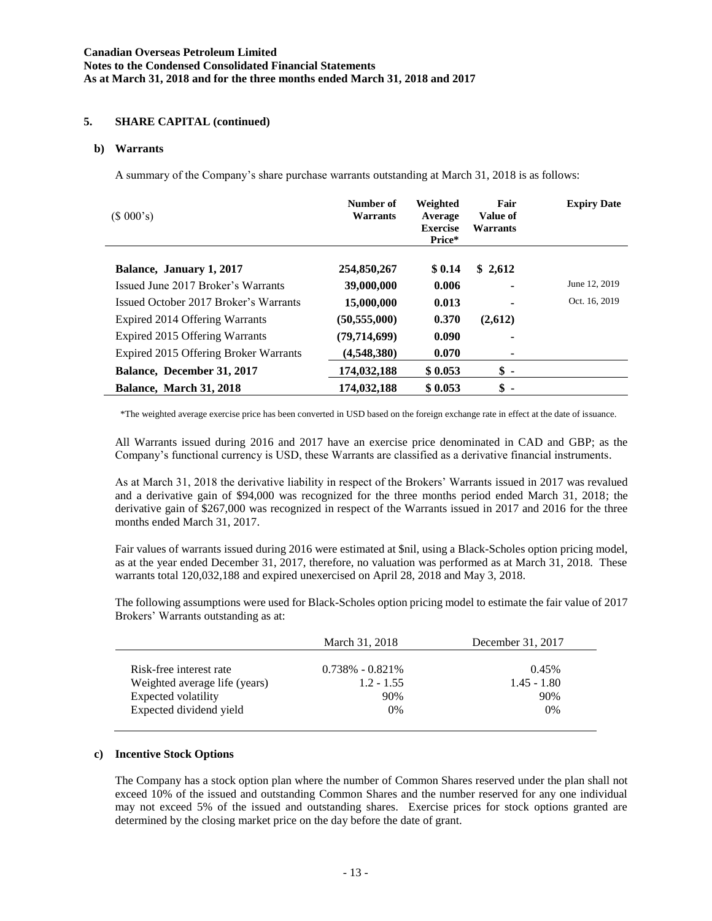Canadian Overseas Petroleum Limited
Notes to the Condensed Consolidated Financial Statements
As at March 31, 2018 and for the three months ended March 31, 2018 and 2017

## 5. SHARE CAPITAL (continued)

### b) Warrants

A summary of the Company's share purchase warrants outstanding at March 31, 2018 is as follows:

| ($ 000's) | Number of Warrants | Weighted Average Exercise Price* | Fair Value of Warrants | Expiry Date |
|---|---|---|---|---|
| **Balance, January 1, 2017** | **254,850,267** | **$ 0.14** | **$ 2,612** | |
| Issued June 2017 Broker's Warrants | **39,000,000** | **0.006** | **-** | June 12, 2019 |
| Issued October 2017 Broker's Warrants | **15,000,000** | **0.013** | **-** | Oct. 16, 2019 |
| Expired 2014 Offering Warrants | **(50,555,000)** | **0.370** | **(2,612)** | |
| Expired 2015 Offering Warrants | **(79,714,699)** | **0.090** | **-** | |
| Expired 2015 Offering Broker Warrants | **(4,548,380)** | **0.070** | **-** | |
| **Balance, December 31, 2017** | **174,032,188** | **$ 0.053** | **$ -** | |
| **Balance, March 31, 2018** | **174,032,188** | **$ 0.053** | **$ -** | |

*The weighted average exercise price has been converted in USD based on the foreign exchange rate in effect at the date of issuance.

All Warrants issued during 2016 and 2017 have an exercise price denominated in CAD and GBP; as the Company's functional currency is USD, these Warrants are classified as a derivative financial instruments.

As at March 31, 2018 the derivative liability in respect of the Brokers' Warrants issued in 2017 was revalued and a derivative gain of $94,000 was recognized for the three months period ended March 31, 2018; the derivative gain of $267,000 was recognized in respect of the Warrants issued in 2017 and 2016 for the three months ended March 31, 2017.

Fair values of warrants issued during 2016 were estimated at $nil, using a Black-Scholes option pricing model, as at the year ended December 31, 2017, therefore, no valuation was performed as at March 31, 2018. These warrants total 120,032,188 and expired unexercised on April 28, 2018 and May 3, 2018.

The following assumptions were used for Black-Scholes option pricing model to estimate the fair value of 2017 Brokers' Warrants outstanding as at:

| | March 31, 2018 | December 31, 2017 |
|---|---|---|
| Risk-free interest rate | 0.738% - 0.821% | 0.45% |
| Weighted average life (years) | 1.2 - 1.55 | 1.45 - 1.80 |
| Expected volatility | 90% | 90% |
| Expected dividend yield | 0% | 0% |

### c) Incentive Stock Options

The Company has a stock option plan where the number of Common Shares reserved under the plan shall not exceed 10% of the issued and outstanding Common Shares and the number reserved for any one individual may not exceed 5% of the issued and outstanding shares. Exercise prices for stock options granted are determined by the closing market price on the day before the date of grant.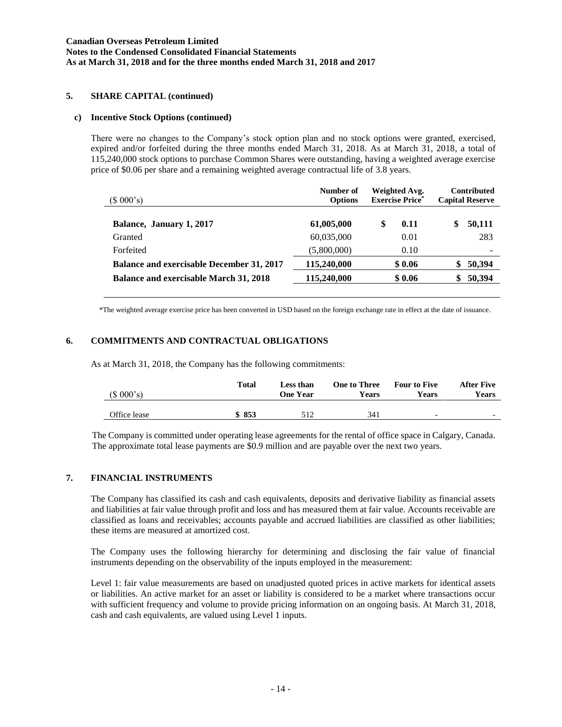## 5. SHARE CAPITAL (continued)

### c) Incentive Stock Options (continued)

There were no changes to the Company's stock option plan and no stock options were granted, exercised, expired and/or forfeited during the three months ended March 31, 2018. As at March 31, 2018, a total of 115,240,000 stock options to purchase Common Shares were outstanding, having a weighted average exercise price of $0.06 per share and a remaining weighted average contractual life of 3.8 years.

| ($ 000's) | Number of Options | Weighted Avg. Exercise Price* | Contributed Capital Reserve |
|---|---|---|---|
| **Balance, January 1, 2017** | **61,005,000** | **$ 0.11** | **$ 50,111** |
| Granted | 60,035,000 | 0.01 | 283 |
| Forfeited | (5,800,000) | 0.10 | - |
| **Balance and exercisable December 31, 2017** | **115,240,000** | **$ 0.06** | **$ 50,394** |
| **Balance and exercisable March 31, 2018** | **115,240,000** | **$ 0.06** | **$ 50,394** |

*The weighted average exercise price has been converted in USD based on the foreign exchange rate in effect at the date of issuance.

## 6. COMMITMENTS AND CONTRACTUAL OBLIGATIONS

As at March 31, 2018, the Company has the following commitments:

| ($ 000's) | Total | Less than One Year | One to Three Years | Four to Five Years | After Five Years |
|---|---|---|---|---|---|
| Office lease | **$ 853** | 512 | 341 | - | - |

The Company is committed under operating lease agreements for the rental of office space in Calgary, Canada. The approximate total lease payments are $0.9 million and are payable over the next two years.

## 7. FINANCIAL INSTRUMENTS

The Company has classified its cash and cash equivalents, deposits and derivative liability as financial assets and liabilities at fair value through profit and loss and has measured them at fair value. Accounts receivable are classified as loans and receivables; accounts payable and accrued liabilities are classified as other liabilities; these items are measured at amortized cost.

The Company uses the following hierarchy for determining and disclosing the fair value of financial instruments depending on the observability of the inputs employed in the measurement:

Level 1: fair value measurements are based on unadjusted quoted prices in active markets for identical assets or liabilities. An active market for an asset or liability is considered to be a market where transactions occur with sufficient frequency and volume to provide pricing information on an ongoing basis. At March 31, 2018, cash and cash equivalents, are valued using Level 1 inputs.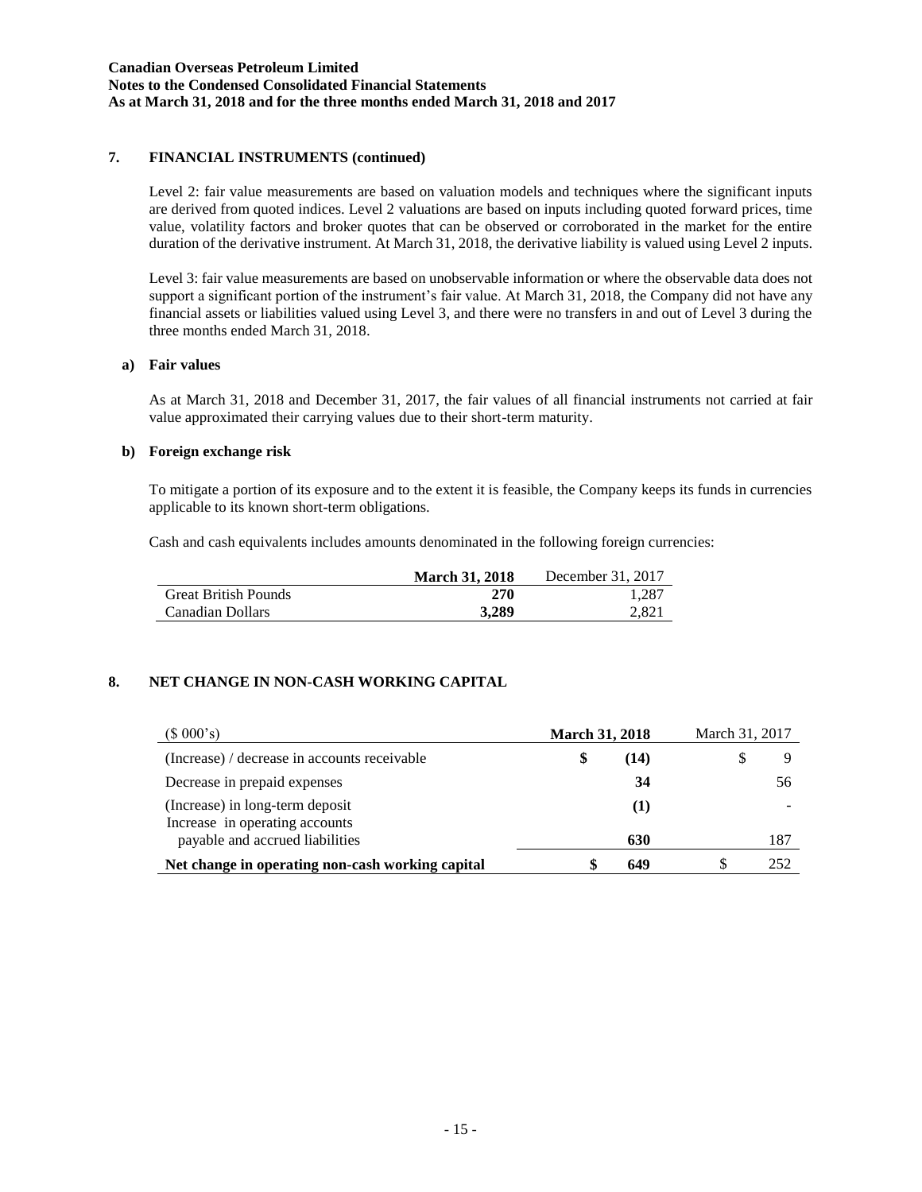## 7. FINANCIAL INSTRUMENTS (continued)

Level 2: fair value measurements are based on valuation models and techniques where the significant inputs are derived from quoted indices. Level 2 valuations are based on inputs including quoted forward prices, time value, volatility factors and broker quotes that can be observed or corroborated in the market for the entire duration of the derivative instrument. At March 31, 2018, the derivative liability is valued using Level 2 inputs.

Level 3: fair value measurements are based on unobservable information or where the observable data does not support a significant portion of the instrument's fair value. At March 31, 2018, the Company did not have any financial assets or liabilities valued using Level 3, and there were no transfers in and out of Level 3 during the three months ended March 31, 2018.

### a) Fair values

As at March 31, 2018 and December 31, 2017, the fair values of all financial instruments not carried at fair value approximated their carrying values due to their short-term maturity.

### b) Foreign exchange risk

To mitigate a portion of its exposure and to the extent it is feasible, the Company keeps its funds in currencies applicable to its known short-term obligations.

Cash and cash equivalents includes amounts denominated in the following foreign currencies:

| | **March 31, 2018** | December 31, 2017 |
|---|---|---|
| Great British Pounds | **270** | 1,287 |
| Canadian Dollars | **3,289** | 2,821 |

## 8. NET CHANGE IN NON-CASH WORKING CAPITAL

| ($ 000's) | **March 31, 2018** | March 31, 2017 |
|---|---|---|
| (Increase) / decrease in accounts receivable | **$ (14)** | $ 9 |
| Decrease in prepaid expenses | **34** | 56 |
| (Increase) in long-term deposit | **(1)** | - |
| Increase in operating accounts payable and accrued liabilities | **630** | 187 |
| **Net change in operating non-cash working capital** | **$ 649** | $ 252 |